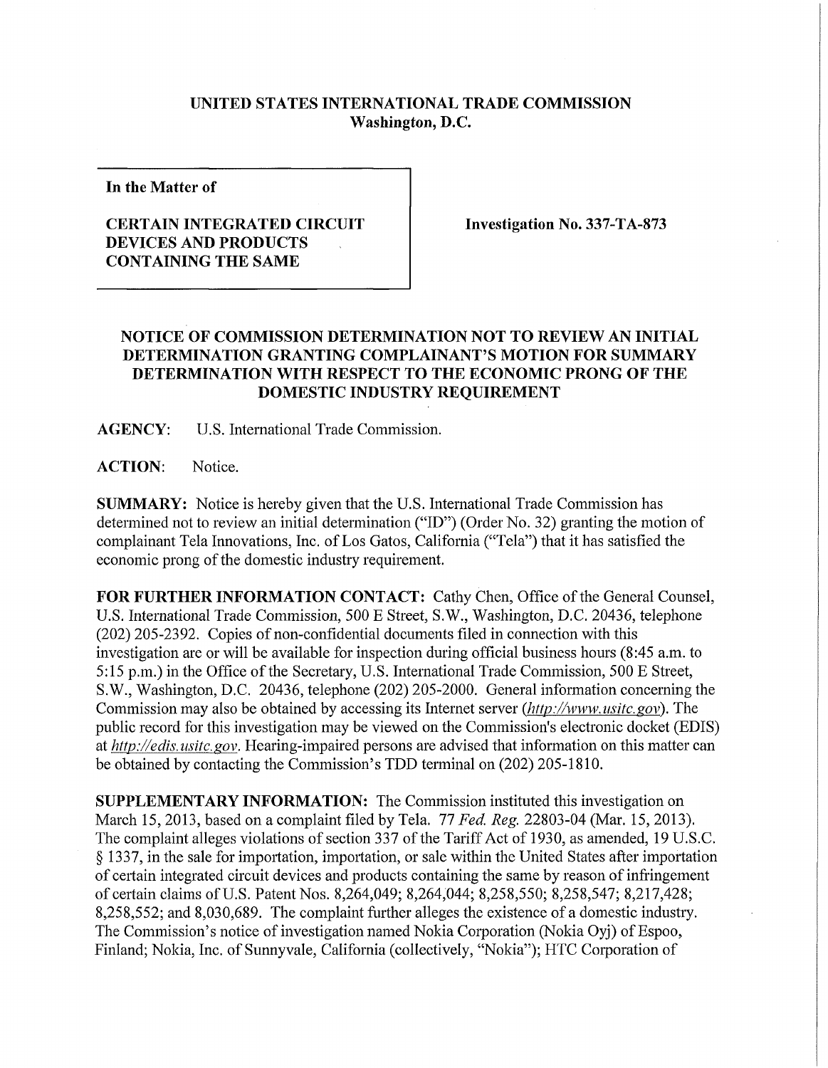**UNITED STATES INTERNATIONAL TRADE COMMISSION**
**Washington, D.C.**

**In the Matter of**

**CERTAIN INTEGRATED CIRCUIT DEVICES AND PRODUCTS CONTAINING THE SAME**

**Investigation No. 337-TA-873**

## NOTICE OF COMMISSION DETERMINATION NOT TO REVIEW AN INITIAL DETERMINATION GRANTING COMPLAINANT'S MOTION FOR SUMMARY DETERMINATION WITH RESPECT TO THE ECONOMIC PRONG OF THE DOMESTIC INDUSTRY REQUIREMENT

**AGENCY:** U.S. International Trade Commission.

**ACTION:** Notice.

**SUMMARY:** Notice is hereby given that the U.S. International Trade Commission has determined not to review an initial determination ("ID") (Order No. 32) granting the motion of complainant Tela Innovations, Inc. of Los Gatos, California ("Tela") that it has satisfied the economic prong of the domestic industry requirement.

**FOR FURTHER INFORMATION CONTACT:** Cathy Chen, Office of the General Counsel, U.S. International Trade Commission, 500 E Street, S.W., Washington, D.C. 20436, telephone (202) 205-2392. Copies of non-confidential documents filed in connection with this investigation are or will be available for inspection during official business hours (8:45 a.m. to 5:15 p.m.) in the Office of the Secretary, U.S. International Trade Commission, 500 E Street, S.W., Washington, D.C. 20436, telephone (202) 205-2000. General information concerning the Commission may also be obtained by accessing its Internet server (*http://www.usitc.gov*). The public record for this investigation may be viewed on the Commission's electronic docket (EDIS) at *http://edis.usitc.gov*. Hearing-impaired persons are advised that information on this matter can be obtained by contacting the Commission's TDD terminal on (202) 205-1810.

**SUPPLEMENTARY INFORMATION:** The Commission instituted this investigation on March 15, 2013, based on a complaint filed by Tela. 77 *Fed. Reg.* 22803-04 (Mar. 15, 2013). The complaint alleges violations of section 337 of the Tariff Act of 1930, as amended, 19 U.S.C. § 1337, in the sale for importation, importation, or sale within the United States after importation of certain integrated circuit devices and products containing the same by reason of infringement of certain claims of U.S. Patent Nos. 8,264,049; 8,264,044; 8,258,550; 8,258,547; 8,217,428; 8,258,552; and 8,030,689. The complaint further alleges the existence of a domestic industry. The Commission's notice of investigation named Nokia Corporation (Nokia Oyj) of Espoo, Finland; Nokia, Inc. of Sunnyvale, California (collectively, "Nokia"); HTC Corporation of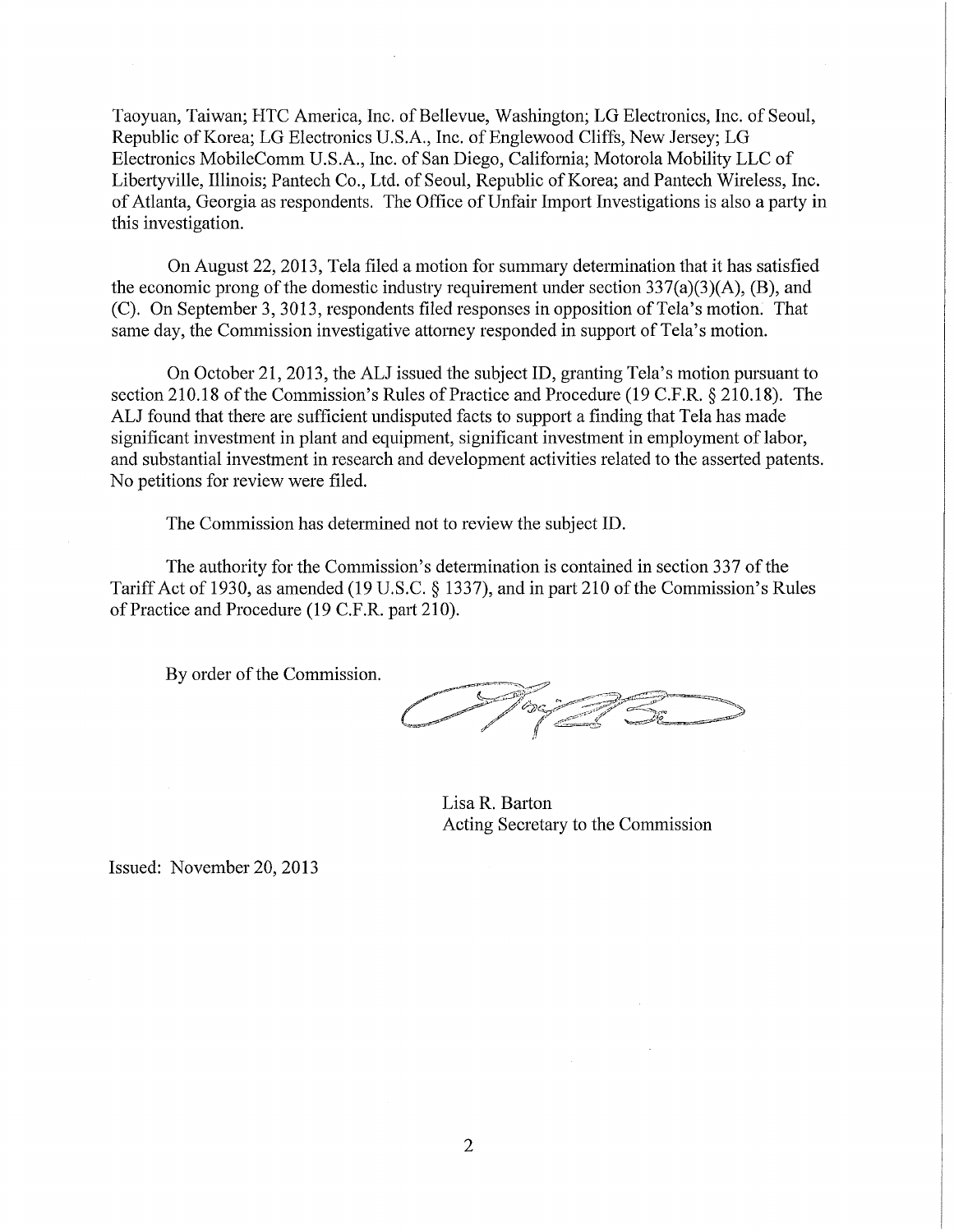Taoyuan, Taiwan; HTC America, Inc. of Bellevue, Washington; LG Electronics, Inc. of Seoul, Republic of Korea; LG Electronics U.S.A., Inc. of Englewood Cliffs, New Jersey; LG Electronics MobileComm U.S.A., Inc. of San Diego, California; Motorola Mobility LLC of Libertyville, Illinois; Pantech Co., Ltd. of Seoul, Republic of Korea; and Pantech Wireless, Inc. of Atlanta, Georgia as respondents. The Office of Unfair Import Investigations is also a party in this investigation.

On August 22, 2013, Tela filed a motion for summary determination that it has satisfied the economic prong of the domestic industry requirement under section 337(a)(3)(A), (B), and (C). On September 3, 3013, respondents filed responses in opposition of Tela's motion. That same day, the Commission investigative attorney responded in support of Tela's motion.

On October 21, 2013, the ALJ issued the subject ID, granting Tela's motion pursuant to section 210.18 of the Commission's Rules of Practice and Procedure (19 C.F.R. § 210.18). The ALJ found that there are sufficient undisputed facts to support a finding that Tela has made significant investment in plant and equipment, significant investment in employment of labor, and substantial investment in research and development activities related to the asserted patents. No petitions for review were filed.

The Commission has determined not to review the subject ID.

The authority for the Commission's determination is contained in section 337 of the Tariff Act of 1930, as amended (19 U.S.C. § 1337), and in part 210 of the Commission's Rules of Practice and Procedure (19 C.F.R. part 210).

By order of the Commission.

Lisa R. Barton
Acting Secretary to the Commission

Issued: November 20, 2013